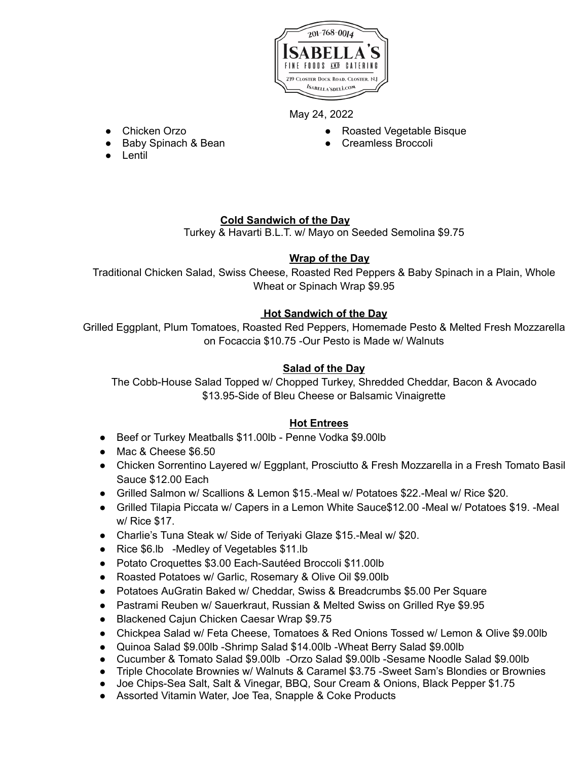201-768-0014

# ISABELLA'S

FINE FOODS AND CATERING

239 Closter Dock Road, Closter, NJ

Isabella'sdeli.com

May 24, 2022

- Chicken Orzo
- Baby Spinach & Bean
- Lentil
- Roasted Vegetable Bisque
- Creamless Broccoli

## Cold Sandwich of the Day

Turkey & Havarti B.L.T. w/ Mayo on Seeded Semolina $9.75

## Wrap of the Day

Traditional Chicken Salad, Swiss Cheese, Roasted Red Peppers & Baby Spinach in a Plain, Whole Wheat or Spinach Wrap $9.95

## Hot Sandwich of the Day

Grilled Eggplant, Plum Tomatoes, Roasted Red Peppers, Homemade Pesto & Melted Fresh Mozzarella on Focaccia $10.75 -Our Pesto is Made w/ Walnuts

## Salad of the Day

The Cobb-House Salad Topped w/ Chopped Turkey, Shredded Cheddar, Bacon & Avocado $13.95-Side of Bleu Cheese or Balsamic Vinaigrette

## Hot Entrees

- Beef or Turkey Meatballs $11.00lb - Penne Vodka $9.00lb
- Mac & Cheese $6.50
- Chicken Sorrentino Layered w/ Eggplant, Prosciutto & Fresh Mozzarella in a Fresh Tomato Basil Sauce $12.00 Each
- Grilled Salmon w/ Scallions & Lemon $15.-Meal w/ Potatoes $22.-Meal w/ Rice $20.
- Grilled Tilapia Piccata w/ Capers in a Lemon White Sauce$12.00 -Meal w/ Potatoes $19. -Meal w/ Rice $17.
- Charlie's Tuna Steak w/ Side of Teriyaki Glaze $15.-Meal w/ $20.
- Rice $6.lb -Medley of Vegetables $11.lb
- Potato Croquettes $3.00 Each-Sautéed Broccoli $11.00lb
- Roasted Potatoes w/ Garlic, Rosemary & Olive Oil $9.00lb
- Potatoes AuGratin Baked w/ Cheddar, Swiss & Breadcrumbs $5.00 Per Square
- Pastrami Reuben w/ Sauerkraut, Russian & Melted Swiss on Grilled Rye $9.95
- Blackened Cajun Chicken Caesar Wrap $9.75
- Chickpea Salad w/ Feta Cheese, Tomatoes & Red Onions Tossed w/ Lemon & Olive $9.00lb
- Quinoa Salad $9.00lb -Shrimp Salad $14.00lb -Wheat Berry Salad $9.00lb
- Cucumber & Tomato Salad $9.00lb -Orzo Salad $9.00lb -Sesame Noodle Salad $9.00lb
- Triple Chocolate Brownies w/ Walnuts & Caramel $3.75 -Sweet Sam's Blondies or Brownies
- Joe Chips-Sea Salt, Salt & Vinegar, BBQ, Sour Cream & Onions, Black Pepper $1.75
- Assorted Vitamin Water, Joe Tea, Snapple & Coke Products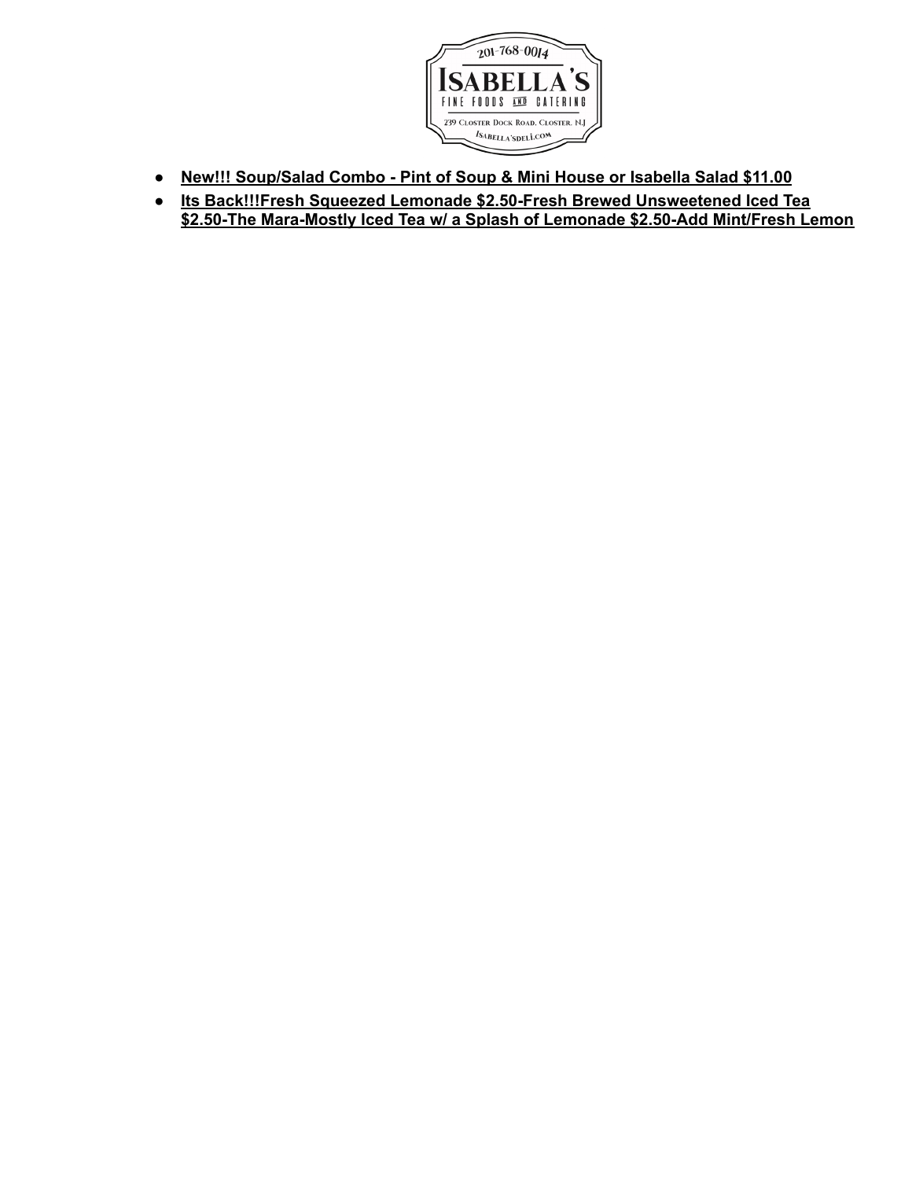201-768-0014

ISABELLA'S

FINE FOODS AND CATERING

239 Closter Dock Road, Closter, NJ

Isabella'sdeli.com

- **New!!! Soup/Salad Combo - Pint of Soup & Mini House or Isabella Salad $11.00**
- **Its Back!!!Fresh Squeezed Lemonade $2.50-Fresh Brewed Unsweetened Iced Tea $2.50-The Mara-Mostly Iced Tea w/ a Splash of Lemonade $2.50-Add Mint/Fresh Lemon**